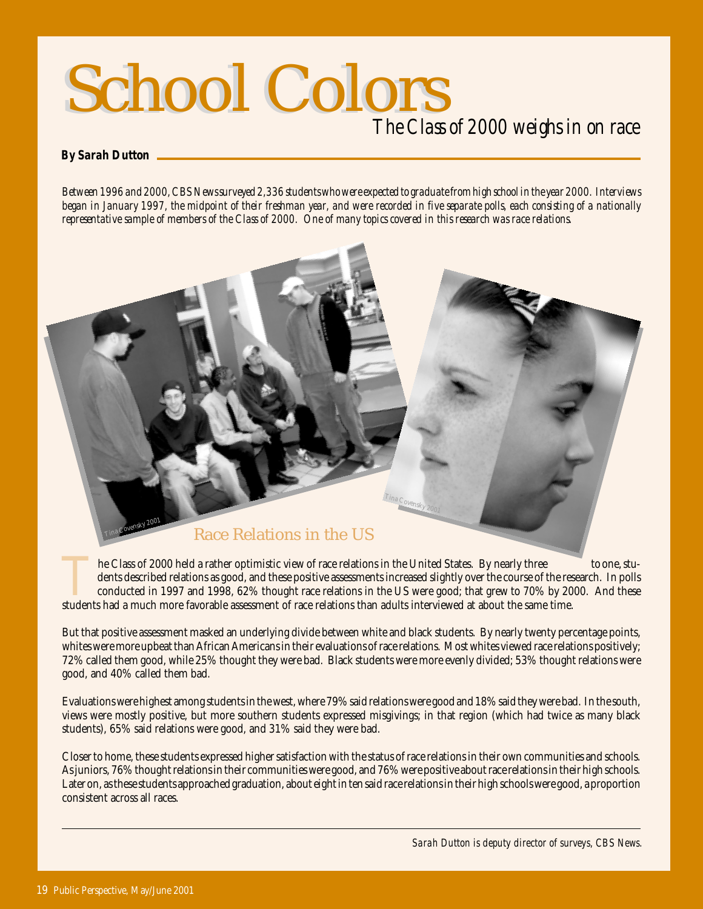# School Colors

## The Class of 2000 weighs in on race

**By Sarah Dutton**

*Between 1996 and 2000, CBS News surveyed 2,336 students who were expected to graduate from high school in the year 2000. Interviews began in January 1997, the midpoint of their freshman year, and were recorded in five separate polls, each consisting of a nationally representative sample of members of the Class of 2000. One of many topics covered in this research was race relations.*

### Race Relations in the US

The Class of 2000 held a rather optimistic view of race relations in the United States. By nearly three to one, students described relations as good, and these positive assessments increased slightly over the course of the research. In polls conducted in 1997 and 1998, 62% thought race relations in the US were good; that grew to 70% by 2000. And these students had a much more favorable assessment of race relations than adults interviewed at about the same time.

But that positive assessment masked an underlying divide between white and black students. By nearly twenty percentage points, whites were more upbeat than African Americans in their evaluations of race relations. Most whites viewed race relations positively; 72% called them good, while 25% thought they were bad. Black students were more evenly divided; 53% thought relations were good, and 40% called them bad.

Evaluations were highest among students in the west, where 79% said relations were good and 18% said they were bad. In the south, views were mostly positive, but more southern students expressed misgivings; in that region (which had twice as many black students), 65% said relations were good, and 31% said they were bad.

Closer to home, these students expressed higher satisfaction with the status of race relations in their own communities and schools. As juniors, 76% thought relations in their communities were good, and 76% were positive about race relations in their high schools. Later on, as these students approached graduation, about eight in ten said race relations in their high schools were good, a proportion consistent across all races.

---

*Sarah Dutton is deputy director of surveys, CBS News.*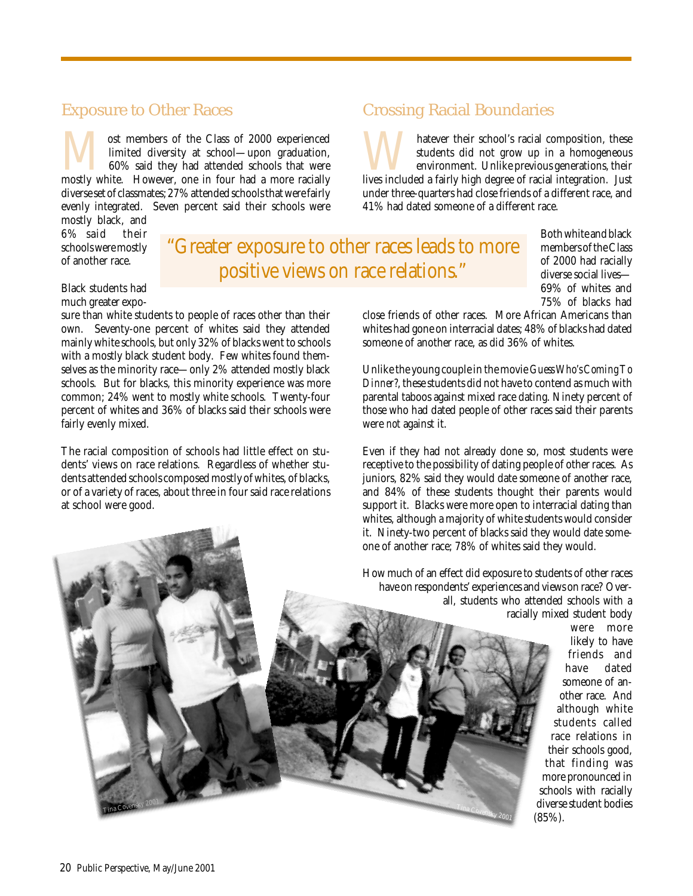## Exposure to Other Races

Most members of the Class of 2000 experienced limited diversity at school—upon graduation, 60% said they had attended schools that were mostly white. However, one in four had a more racially diverse set of classmates; 27% attended schools that were fairly evenly integrated. Seven percent said their schools were mostly black, and 6% said their schools were mostly of another race.

Black students had much greater exposure than white students to people of races other than their own. Seventy-one percent of whites said they attended mainly white schools, but only 32% of blacks went to schools with a mostly black student body. Few whites found themselves as the minority race—only 2% attended mostly black schools. But for blacks, this minority experience was more common; 24% went to mostly white schools. Twenty-four percent of whites and 36% of blacks said their schools were fairly evenly mixed.

The racial composition of schools had little effect on students' views on race relations. Regardless of whether students attended schools composed mostly of whites, of blacks, or of a variety of races, about three in four said race relations at school were good.

> "Greater exposure to other races leads to more positive views on race relations."

## Crossing Racial Boundaries

Whatever their school's racial composition, these students did not grow up in a homogeneous environment. Unlike previous generations, their lives included a fairly high degree of racial integration. Just under three-quarters had close friends of a different race, and 41% had dated someone of a different race.

Both white and black members of the Class of 2000 had racially diverse social lives—69% of whites and 75% of blacks had close friends of other races. More African Americans than whites had gone on interracial dates; 48% of blacks had dated someone of another race, as did 36% of whites.

Unlike the young couple in the movie *Guess Who's Coming To Dinner?*, these students did not have to contend as much with parental taboos against mixed race dating. Ninety percent of those who had dated people of other races said their parents were *not* against it.

Even if they had not already done so, most students were receptive to the possibility of dating people of other races. As juniors, 82% said they would date someone of another race, and 84% of these students thought their parents would support it. Blacks were more open to interracial dating than whites, although a majority of white students would consider it. Ninety-two percent of blacks said they would date someone of another race; 78% of whites said they would.

How much of an effect did exposure to students of other races have on respondents' experiences and views on race? Overall, students who attended schools with a racially mixed student body were more likely to have friends and have dated someone of another race. And although white students called race relations in their schools good, that finding was more pronounced in schools with racially diverse student bodies (85%).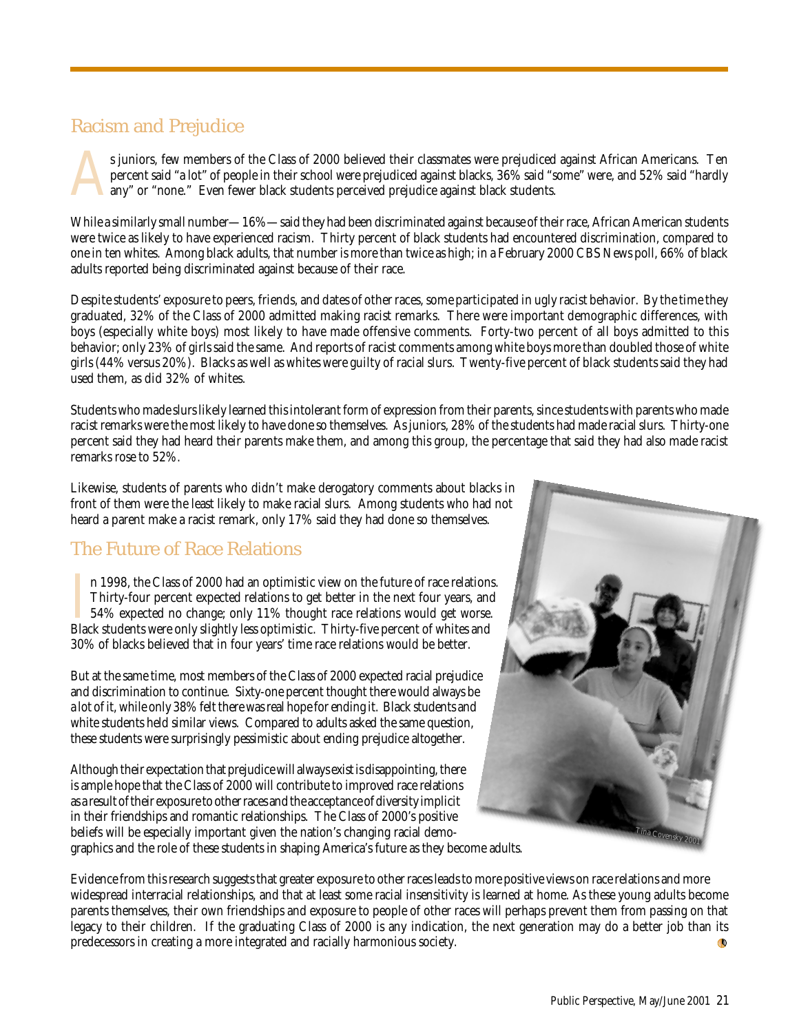## Racism and Prejudice

As juniors, few members of the Class of 2000 believed their classmates were prejudiced against African Americans. Ten percent said "a lot" of people in their school were prejudiced against blacks, 36% said "some" were, and 52% said "hardly any" or "none." Even fewer black students perceived prejudice against black students.

While a similarly small number—16%—said they had been discriminated against because of their race, African American students were twice as likely to have experienced racism. Thirty percent of black students had encountered discrimination, compared to one in ten whites. Among black adults, that number is more than twice as high; in a February 2000 CBS News poll, 66% of black adults reported being discriminated against because of their race.

Despite students' exposure to peers, friends, and dates of other races, some participated in ugly racist behavior. By the time they graduated, 32% of the Class of 2000 admitted making racist remarks. There were important demographic differences, with boys (especially white boys) most likely to have made offensive comments. Forty-two percent of all boys admitted to this behavior; only 23% of girls said the same. And reports of racist comments among white boys more than doubled those of white girls (44% versus 20%). Blacks as well as whites were guilty of racial slurs. Twenty-five percent of black students said they had used them, as did 32% of whites.

Students who made slurs likely learned this intolerant form of expression from their parents, since students with parents who made racist remarks were the most likely to have done so themselves. As juniors, 28% of the students had made racial slurs. Thirty-one percent said they had heard their parents make them, and among this group, the percentage that said they had also made racist remarks rose to 52%.

Likewise, students of parents who didn't make derogatory comments about blacks in front of them were the least likely to make racial slurs. Among students who had not heard a parent make a racist remark, only 17% said they had done so themselves.

## The Future of Race Relations

In 1998, the Class of 2000 had an optimistic view on the future of race relations. Thirty-four percent expected relations to get better in the next four years, and 54% expected no change; only 11% thought race relations would get worse. Black students were only slightly less optimistic. Thirty-five percent of whites and 30% of blacks believed that in four years' time race relations would be better.

But at the same time, most members of the Class of 2000 expected racial prejudice and discrimination to continue. Sixty-one percent thought there would always be a lot of it, while only 38% felt there was real hope for ending it. Black students and white students held similar views. Compared to adults asked the same question, these students were surprisingly pessimistic about ending prejudice altogether.

Although their expectation that prejudice will always exist is disappointing, there is ample hope that the Class of 2000 will contribute to improved race relations as a result of their exposure to other races and the acceptance of diversity implicit in their friendships and romantic relationships. The Class of 2000's positive beliefs will be especially important given the nation's changing racial demographics and the role of these students in shaping America's future as they become adults.

Tina Covensky 2001

Evidence from this research suggests that greater exposure to other races leads to more positive views on race relations and more widespread interracial relationships, and that at least some racial insensitivity is learned at home. As these young adults become parents themselves, their own friendships and exposure to people of other races will perhaps prevent them from passing on that legacy to their children. If the graduating Class of 2000 is any indication, the next generation may do a better job than its predecessors in creating a more integrated and racially harmonious society.